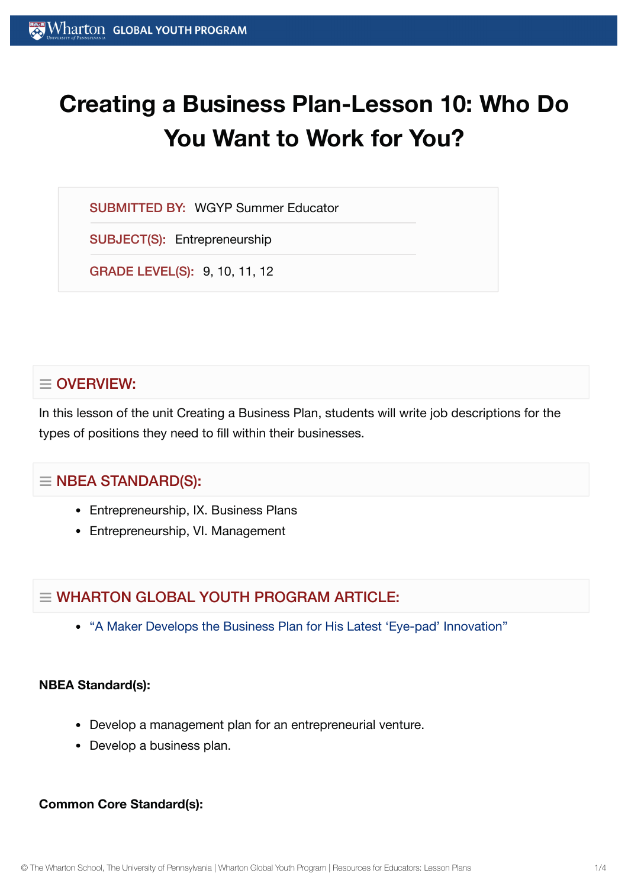# Creating a Business Plan-Lesson 10: Who Do You Want to Work for You?

SUBMITTED BY: WGYP Summer Educator

SUBJECT(S): Entrepreneurship

GRADE LEVEL(S): 9, 10, 11, 12

## OVERVIEW:

In this lesson of the unit Creating a Business Plan, students will write job descriptions for the types of positions they need to fill within their businesses.

## NBEA STANDARD(S):

- Entrepreneurship, IX. Business Plans
- Entrepreneurship, VI. Management

## WHARTON GLOBAL YOUTH PROGRAM ARTICLE:

- "A Maker Develops the Business Plan for His Latest 'Eye-pad' Innovation"

**NBEA Standard(s):**

- Develop a management plan for an entrepreneurial venture.
- Develop a business plan.

**Common Core Standard(s):**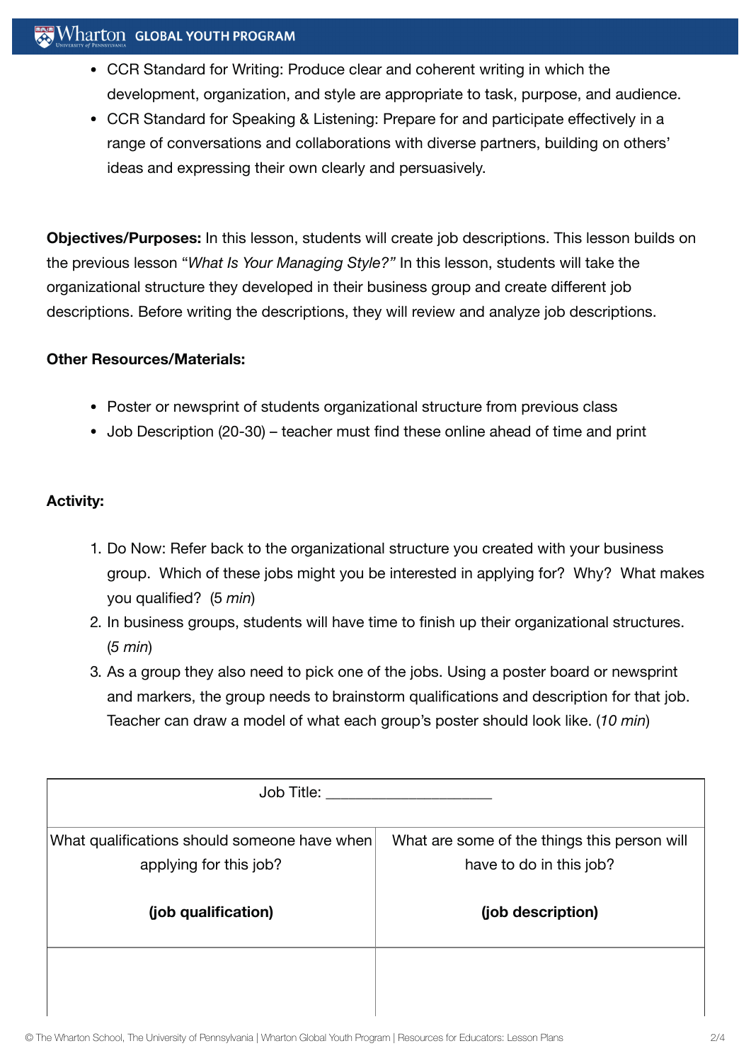- CCR Standard for Writing: Produce clear and coherent writing in which the development, organization, and style are appropriate to task, purpose, and audience.
- CCR Standard for Speaking & Listening: Prepare for and participate effectively in a range of conversations and collaborations with diverse partners, building on others' ideas and expressing their own clearly and persuasively.

**Objectives/Purposes:** In this lesson, students will create job descriptions. This lesson builds on the previous lesson "*What Is Your Managing Style?"* In this lesson, students will take the organizational structure they developed in their business group and create different job descriptions. Before writing the descriptions, they will review and analyze job descriptions.

**Other Resources/Materials:**

- Poster or newsprint of students organizational structure from previous class
- Job Description (20-30) – teacher must find these online ahead of time and print

**Activity:**

1. Do Now: Refer back to the organizational structure you created with your business group. Which of these jobs might you be interested in applying for? Why? What makes you qualified? (5 *min*)
2. In business groups, students will have time to finish up their organizational structures. (*5 min*)
3. As a group they also need to pick one of the jobs. Using a poster board or newsprint and markers, the group needs to brainstorm qualifications and description for that job. Teacher can draw a model of what each group's poster should look like. (*10 min*)

| Job Title: ____________________ | |
|---|---|
| What qualifications should someone have when applying for this job?<br><br>**(job qualification)** | What are some of the things this person will have to do in this job?<br><br>**(job description)** |
| | |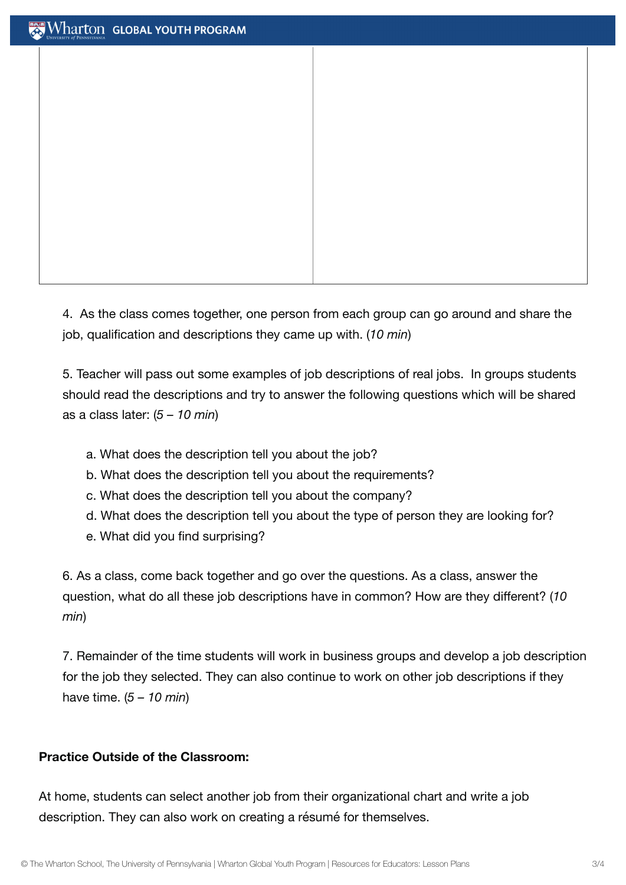| | |
|---|---|
| | |

4. As the class comes together, one person from each group can go around and share the job, qualification and descriptions they came up with. (*10 min*)

5. Teacher will pass out some examples of job descriptions of real jobs. In groups students should read the descriptions and try to answer the following questions which will be shared as a class later: (*5 – 10 min*)

   a. What does the description tell you about the job?
   b. What does the description tell you about the requirements?
   c. What does the description tell you about the company?
   d. What does the description tell you about the type of person they are looking for?
   e. What did you find surprising?

6. As a class, come back together and go over the questions. As a class, answer the question, what do all these job descriptions have in common? How are they different? (*10 min*)

7. Remainder of the time students will work in business groups and develop a job description for the job they selected. They can also continue to work on other job descriptions if they have time. (*5 – 10 min*)

**Practice Outside of the Classroom:**

At home, students can select another job from their organizational chart and write a job description. They can also work on creating a résumé for themselves.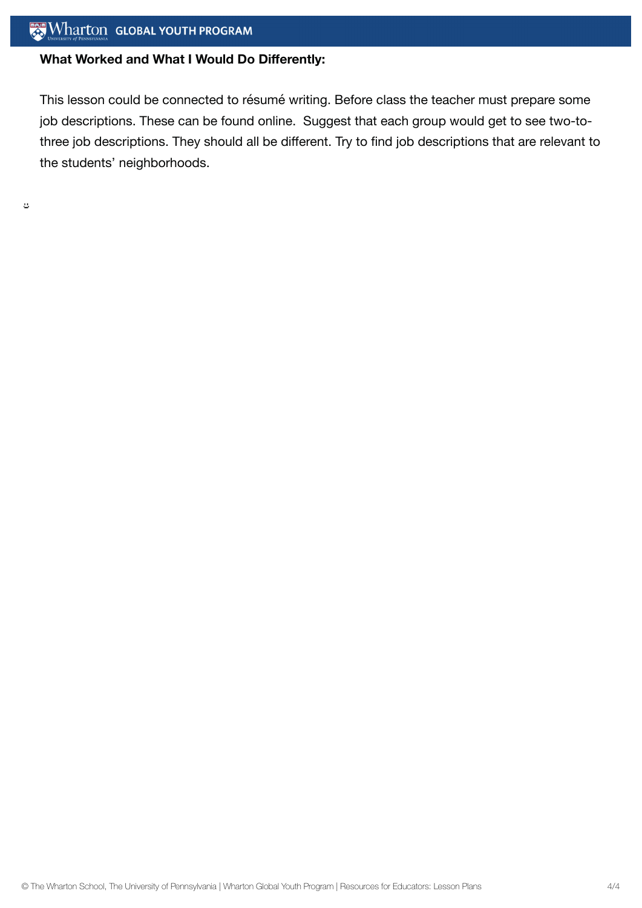**What Worked and What I Would Do Differently:**

This lesson could be connected to résumé writing. Before class the teacher must prepare some job descriptions. These can be found online.  Suggest that each group would get to see two-to-three job descriptions. They should all be different. Try to find job descriptions that are relevant to the students' neighborhoods.